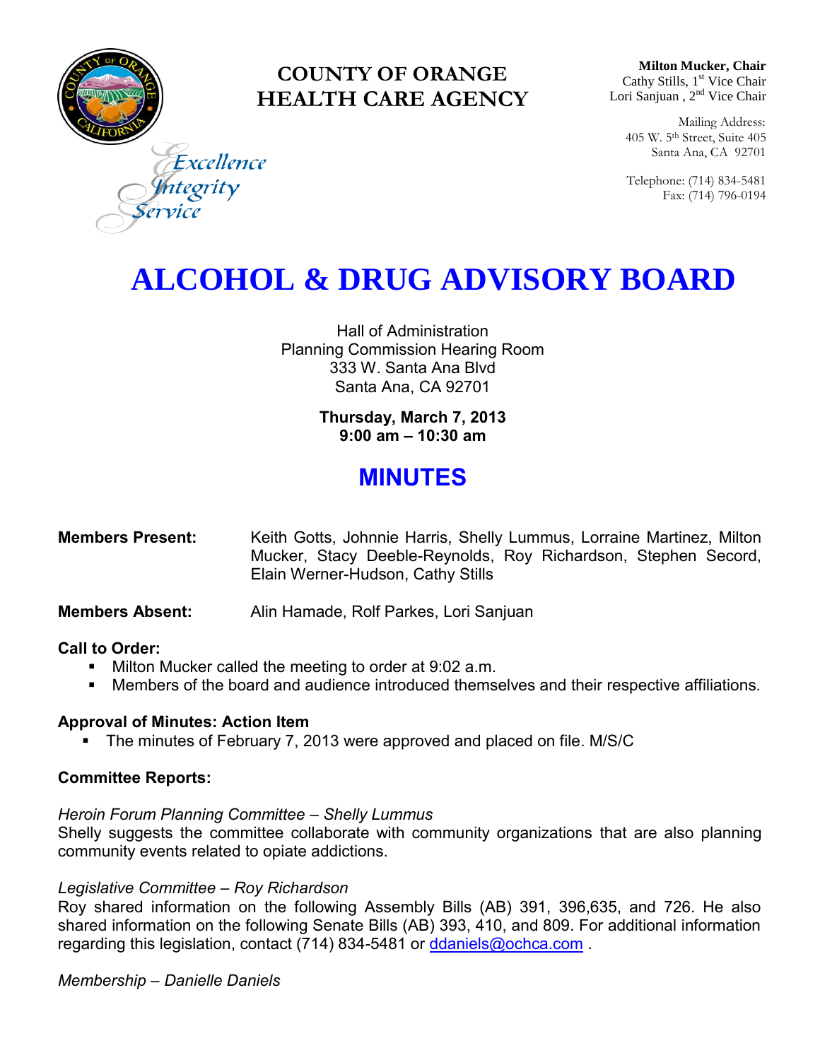# COUNTY OF ORANGE HEALTH CARE AGENCY

Excellence
Integrity
Service

**Milton Mucker, Chair**
Cathy Stills, 1st Vice Chair
Lori Sanjuan , 2nd Vice Chair

Mailing Address:
405 W. 5th Street, Suite 405
Santa Ana, CA 92701

Telephone: (714) 834-5481
Fax: (714) 796-0194

# ALCOHOL & DRUG ADVISORY BOARD

Hall of Administration
Planning Commission Hearing Room
333 W. Santa Ana Blvd
Santa Ana, CA 92701

**Thursday, March 7, 2013**
**9:00 am – 10:30 am**

## MINUTES

**Members Present:** Keith Gotts, Johnnie Harris, Shelly Lummus, Lorraine Martinez, Milton Mucker, Stacy Deeble-Reynolds, Roy Richardson, Stephen Secord, Elain Werner-Hudson, Cathy Stills

**Members Absent:** Alin Hamade, Rolf Parkes, Lori Sanjuan

**Call to Order:**

- Milton Mucker called the meeting to order at 9:02 a.m.
- Members of the board and audience introduced themselves and their respective affiliations.

**Approval of Minutes: Action Item**

- The minutes of February 7, 2013 were approved and placed on file. M/S/C

**Committee Reports:**

*Heroin Forum Planning Committee – Shelly Lummus*

Shelly suggests the committee collaborate with community organizations that are also planning community events related to opiate addictions.

*Legislative Committee – Roy Richardson*

Roy shared information on the following Assembly Bills (AB) 391, 396,635, and 726. He also shared information on the following Senate Bills (AB) 393, 410, and 809. For additional information regarding this legislation, contact (714) 834-5481 or ddaniels@ochca.com .

*Membership – Danielle Daniels*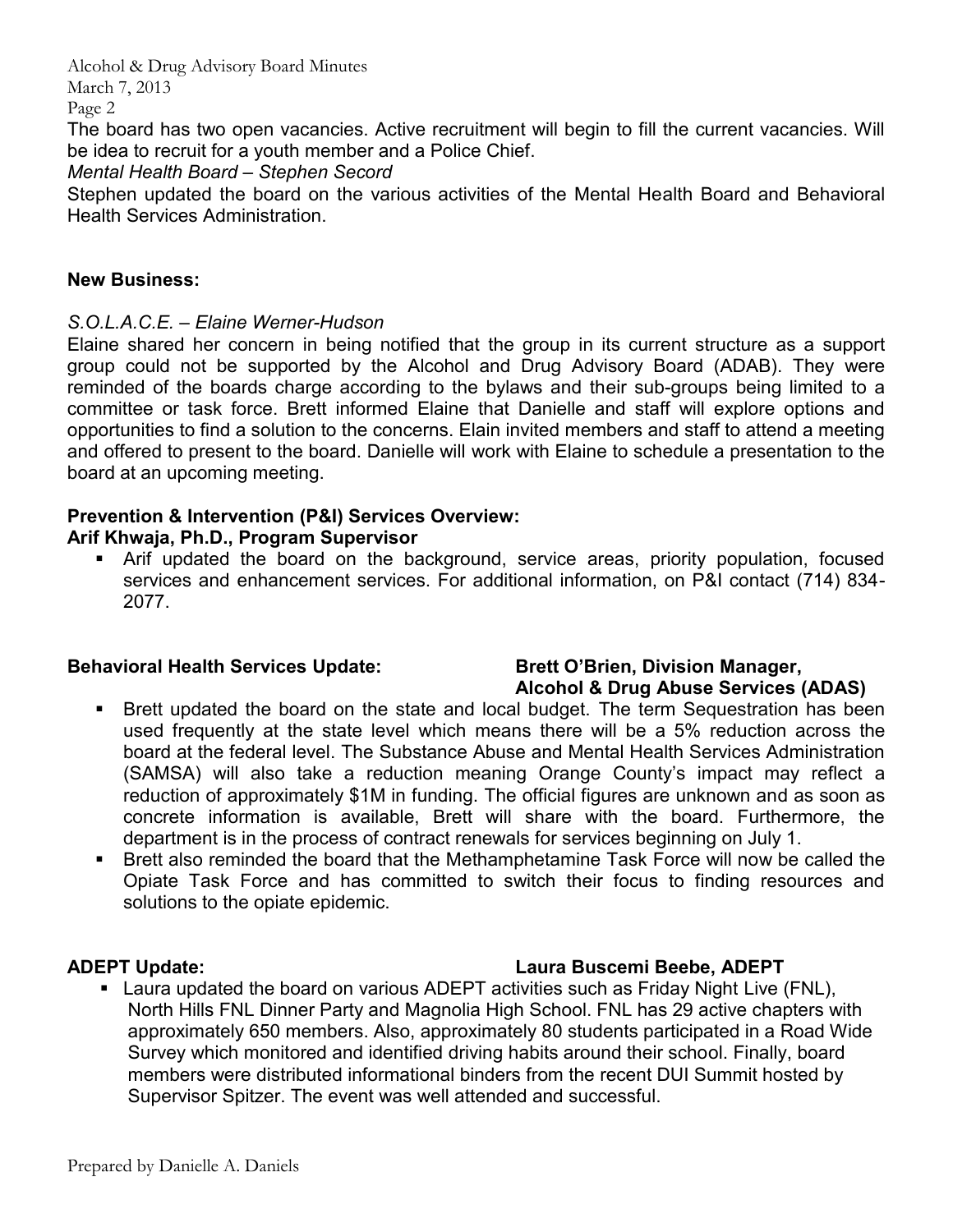The board has two open vacancies. Active recruitment will begin to fill the current vacancies. Will be idea to recruit for a youth member and a Police Chief.

*Mental Health Board – Stephen Secord*

Stephen updated the board on the various activities of the Mental Health Board and Behavioral Health Services Administration.

**New Business:**

*S.O.L.A.C.E. – Elaine Werner-Hudson*

Elaine shared her concern in being notified that the group in its current structure as a support group could not be supported by the Alcohol and Drug Advisory Board (ADAB). They were reminded of the boards charge according to the bylaws and their sub-groups being limited to a committee or task force. Brett informed Elaine that Danielle and staff will explore options and opportunities to find a solution to the concerns. Elain invited members and staff to attend a meeting and offered to present to the board. Danielle will work with Elaine to schedule a presentation to the board at an upcoming meeting.

**Prevention & Intervention (P&I) Services Overview:**
**Arif Khwaja, Ph.D., Program Supervisor**

- Arif updated the board on the background, service areas, priority population, focused services and enhancement services. For additional information, on P&I contact (714) 834-2077.

**Behavioral Health Services Update: Brett O'Brien, Division Manager, Alcohol & Drug Abuse Services (ADAS)**

- Brett updated the board on the state and local budget. The term Sequestration has been used frequently at the state level which means there will be a 5% reduction across the board at the federal level. The Substance Abuse and Mental Health Services Administration (SAMSA) will also take a reduction meaning Orange County's impact may reflect a reduction of approximately $1M in funding. The official figures are unknown and as soon as concrete information is available, Brett will share with the board. Furthermore, the department is in the process of contract renewals for services beginning on July 1.
- Brett also reminded the board that the Methamphetamine Task Force will now be called the Opiate Task Force and has committed to switch their focus to finding resources and solutions to the opiate epidemic.

**ADEPT Update: Laura Buscemi Beebe, ADEPT**

- Laura updated the board on various ADEPT activities such as Friday Night Live (FNL), North Hills FNL Dinner Party and Magnolia High School. FNL has 29 active chapters with approximately 650 members. Also, approximately 80 students participated in a Road Wide Survey which monitored and identified driving habits around their school. Finally, board members were distributed informational binders from the recent DUI Summit hosted by Supervisor Spitzer. The event was well attended and successful.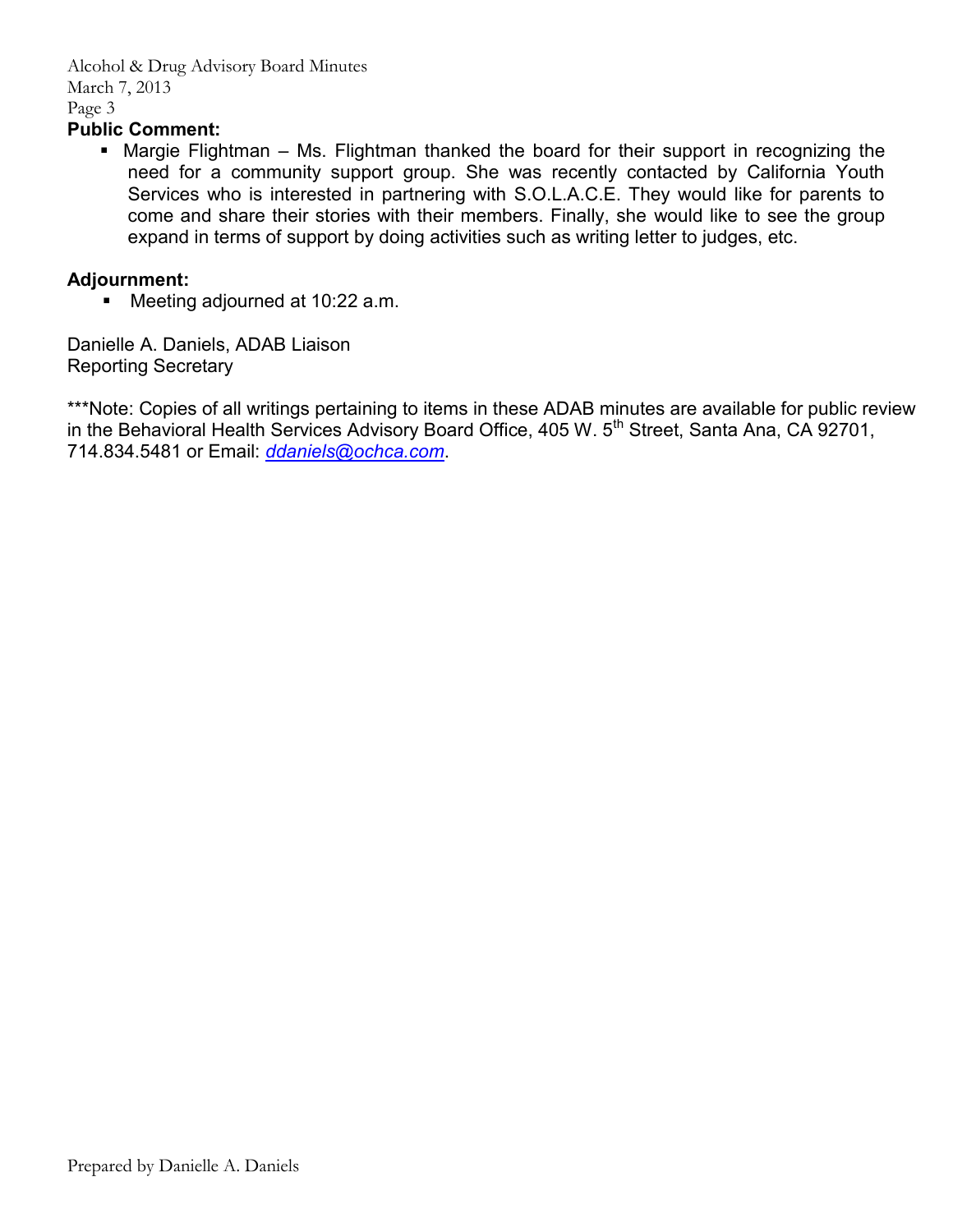**Public Comment:**

- Margie Flightman – Ms. Flightman thanked the board for their support in recognizing the need for a community support group. She was recently contacted by California Youth Services who is interested in partnering with S.O.L.A.C.E. They would like for parents to come and share their stories with their members. Finally, she would like to see the group expand in terms of support by doing activities such as writing letter to judges, etc.

**Adjournment:**

- Meeting adjourned at 10:22 a.m.

Danielle A. Daniels, ADAB Liaison
Reporting Secretary

***Note: Copies of all writings pertaining to items in these ADAB minutes are available for public review in the Behavioral Health Services Advisory Board Office, 405 W. 5th Street, Santa Ana, CA 92701, 714.834.5481 or Email: *ddaniels@ochca.com*.

Prepared by Danielle A. Daniels